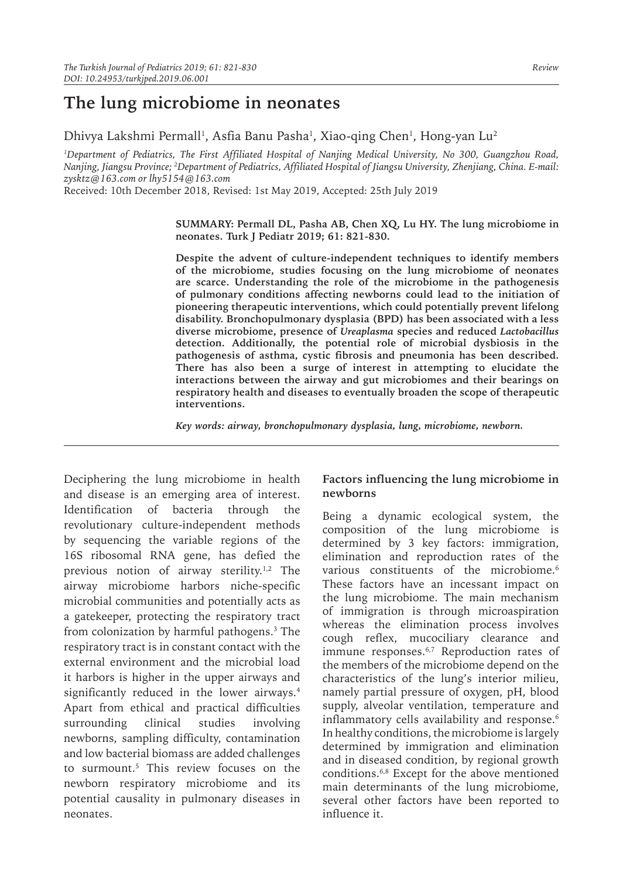# The lung microbiome in neonates

Dhivya Lakshmi Permall[1], Asfia Banu Pasha[1], Xiao-qing Chen[1], Hong-yan Lu[2]

*[1]Department of Pediatrics, The First Affiliated Hospital of Nanjing Medical University, No 300, Guangzhou Road, Nanjing, Jiangsu Province; [2]Department of Pediatrics, Affiliated Hospital of Jiangsu University, Zhenjiang, China. E-mail: zysktz@163.com or lhy5154@163.com*

Received: 10th December 2018, Revised: 1st May 2019, Accepted: 25th July 2019

**SUMMARY: Permall DL, Pasha AB, Chen XQ, Lu HY. The lung microbiome in neonates. Turk J Pediatr 2019; 61: 821-830.**

**Despite the advent of culture-independent techniques to identify members of the microbiome, studies focusing on the lung microbiome of neonates are scarce. Understanding the role of the microbiome in the pathogenesis of pulmonary conditions affecting newborns could lead to the initiation of pioneering therapeutic interventions, which could potentially prevent lifelong disability. Bronchopulmonary dysplasia (BPD) has been associated with a less diverse microbiome, presence of *Ureaplasma* species and reduced *Lactobacillus* detection. Additionally, the potential role of microbial dysbiosis in the pathogenesis of asthma, cystic fibrosis and pneumonia has been described. There has also been a surge of interest in attempting to elucidate the interactions between the airway and gut microbiomes and their bearings on respiratory health and diseases to eventually broaden the scope of therapeutic interventions.**

***Key words: airway, bronchopulmonary dysplasia, lung, microbiome, newborn.***

Deciphering the lung microbiome in health and disease is an emerging area of interest. Identification of bacteria through the revolutionary culture-independent methods by sequencing the variable regions of the 16S ribosomal RNA gene, has defied the previous notion of airway sterility.[1,2] The airway microbiome harbors niche-specific microbial communities and potentially acts as a gatekeeper, protecting the respiratory tract from colonization by harmful pathogens.[3] The respiratory tract is in constant contact with the external environment and the microbial load it harbors is higher in the upper airways and significantly reduced in the lower airways.[4] Apart from ethical and practical difficulties surrounding clinical studies involving newborns, sampling difficulty, contamination and low bacterial biomass are added challenges to surmount.[5] This review focuses on the newborn respiratory microbiome and its potential causality in pulmonary diseases in neonates.

## Factors influencing the lung microbiome in newborns

Being a dynamic ecological system, the composition of the lung microbiome is determined by 3 key factors: immigration, elimination and reproduction rates of the various constituents of the microbiome.[6] These factors have an incessant impact on the lung microbiome. The main mechanism of immigration is through microaspiration whereas the elimination process involves cough reflex, mucociliary clearance and immune responses.[6,7] Reproduction rates of the members of the microbiome depend on the characteristics of the lung's interior milieu, namely partial pressure of oxygen, pH, blood supply, alveolar ventilation, temperature and inflammatory cells availability and response.[6] In healthy conditions, the microbiome is largely determined by immigration and elimination and in diseased condition, by regional growth conditions.[6,8] Except for the above mentioned main determinants of the lung microbiome, several other factors have been reported to influence it.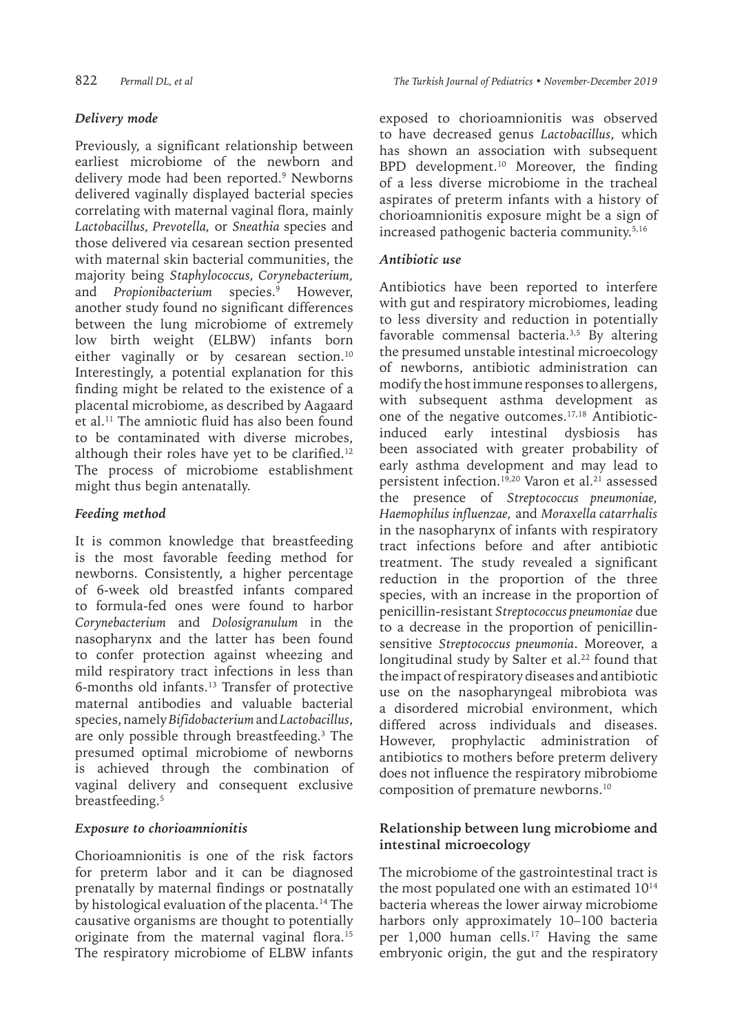### *Delivery mode*

Previously, a significant relationship between earliest microbiome of the newborn and delivery mode had been reported.[9] Newborns delivered vaginally displayed bacterial species correlating with maternal vaginal flora, mainly *Lactobacillus, Prevotella,* or *Sneathia* species and those delivered via cesarean section presented with maternal skin bacterial communities, the majority being *Staphylococcus, Corynebacterium,* and *Propionibacterium* species.[9] However, another study found no significant differences between the lung microbiome of extremely low birth weight (ELBW) infants born either vaginally or by cesarean section.[10] Interestingly, a potential explanation for this finding might be related to the existence of a placental microbiome, as described by Aagaard et al.[11] The amniotic fluid has also been found to be contaminated with diverse microbes, although their roles have yet to be clarified.[12] The process of microbiome establishment might thus begin antenatally.

### *Feeding method*

It is common knowledge that breastfeeding is the most favorable feeding method for newborns. Consistently, a higher percentage of 6-week old breastfed infants compared to formula-fed ones were found to harbor *Corynebacterium* and *Dolosigranulum* in the nasopharynx and the latter has been found to confer protection against wheezing and mild respiratory tract infections in less than 6-months old infants.[13] Transfer of protective maternal antibodies and valuable bacterial species, namely *Bifidobacterium* and *Lactobacillus*, are only possible through breastfeeding.[3] The presumed optimal microbiome of newborns is achieved through the combination of vaginal delivery and consequent exclusive breastfeeding.[5]

### *Exposure to chorioamnionitis*

Chorioamnionitis is one of the risk factors for preterm labor and it can be diagnosed prenatally by maternal findings or postnatally by histological evaluation of the placenta.[14] The causative organisms are thought to potentially originate from the maternal vaginal flora.[15] The respiratory microbiome of ELBW infants exposed to chorioamnionitis was observed to have decreased genus *Lactobacillus*, which has shown an association with subsequent BPD development.[10] Moreover, the finding of a less diverse microbiome in the tracheal aspirates of preterm infants with a history of chorioamnionitis exposure might be a sign of increased pathogenic bacteria community.[5,16]

### *Antibiotic use*

Antibiotics have been reported to interfere with gut and respiratory microbiomes, leading to less diversity and reduction in potentially favorable commensal bacteria.[3,5] By altering the presumed unstable intestinal microecology of newborns, antibiotic administration can modify the host immune responses to allergens, with subsequent asthma development as one of the negative outcomes.[17,18] Antibiotic-induced early intestinal dysbiosis has been associated with greater probability of early asthma development and may lead to persistent infection.[19,20] Varon et al.[21] assessed the presence of *Streptococcus pneumoniae, Haemophilus influenzae,* and *Moraxella catarrhalis* in the nasopharynx of infants with respiratory tract infections before and after antibiotic treatment. The study revealed a significant reduction in the proportion of the three species, with an increase in the proportion of penicillin-resistant *Streptococcus pneumoniae* due to a decrease in the proportion of penicillin-sensitive *Streptococcus pneumonia*. Moreover, a longitudinal study by Salter et al.[22] found that the impact of respiratory diseases and antibiotic use on the nasopharyngeal mibrobiota was a disordered microbial environment, which differed across individuals and diseases. However, prophylactic administration of antibiotics to mothers before preterm delivery does not influence the respiratory mibrobiome composition of premature newborns.[10]

## Relationship between lung microbiome and intestinal microecology

The microbiome of the gastrointestinal tract is the most populated one with an estimated $10^{14}$ bacteria whereas the lower airway microbiome harbors only approximately 10–100 bacteria per 1,000 human cells.[17] Having the same embryonic origin, the gut and the respiratory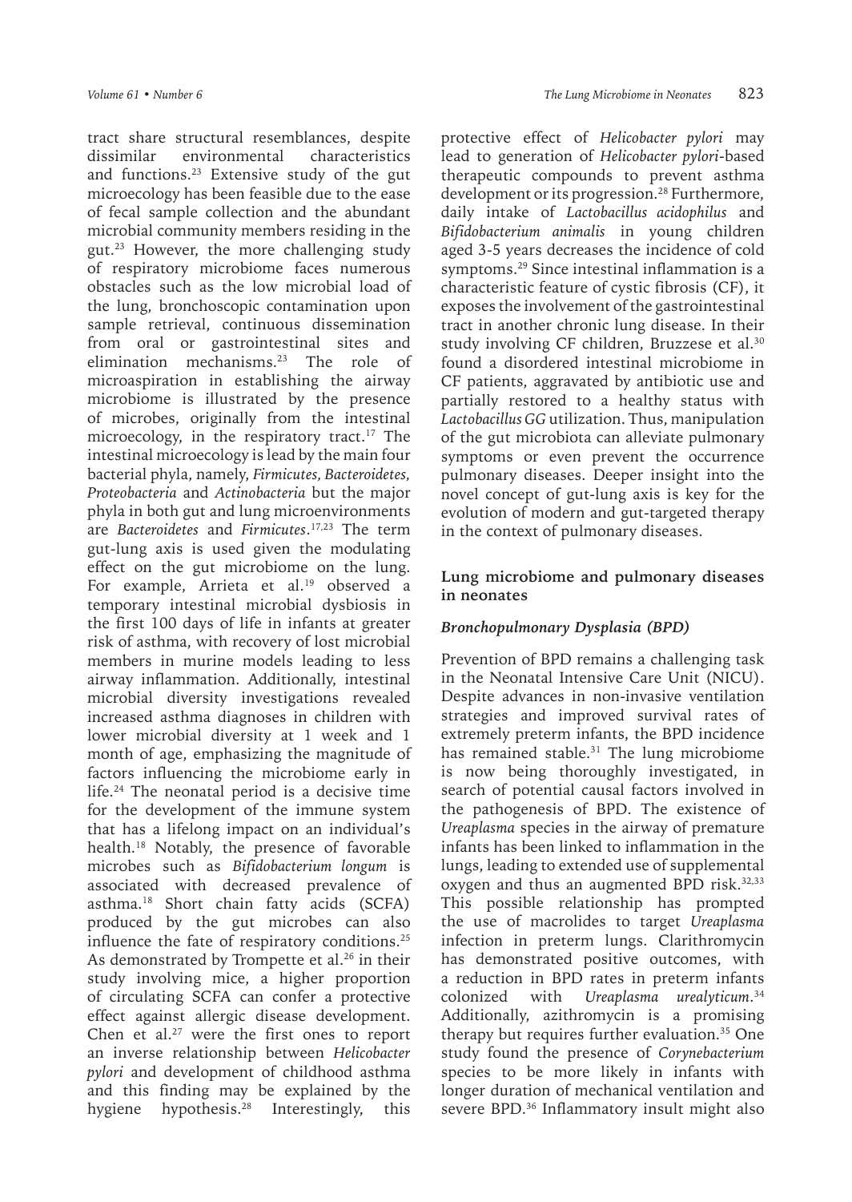tract share structural resemblances, despite dissimilar environmental characteristics and functions.[23] Extensive study of the gut microecology has been feasible due to the ease of fecal sample collection and the abundant microbial community members residing in the gut.[23] However, the more challenging study of respiratory microbiome faces numerous obstacles such as the low microbial load of the lung, bronchoscopic contamination upon sample retrieval, continuous dissemination from oral or gastrointestinal sites and elimination mechanisms.[23] The role of microaspiration in establishing the airway microbiome is illustrated by the presence of microbes, originally from the intestinal microecology, in the respiratory tract.[17] The intestinal microecology is lead by the main four bacterial phyla, namely, *Firmicutes, Bacteroidetes, Proteobacteria* and *Actinobacteria* but the major phyla in both gut and lung microenvironments are *Bacteroidetes* and *Firmicutes*.[17,23] The term gut-lung axis is used given the modulating effect on the gut microbiome on the lung. For example, Arrieta et al.[19] observed a temporary intestinal microbial dysbiosis in the first 100 days of life in infants at greater risk of asthma, with recovery of lost microbial members in murine models leading to less airway inflammation. Additionally, intestinal microbial diversity investigations revealed increased asthma diagnoses in children with lower microbial diversity at 1 week and 1 month of age, emphasizing the magnitude of factors influencing the microbiome early in life.[24] The neonatal period is a decisive time for the development of the immune system that has a lifelong impact on an individual's health.[18] Notably, the presence of favorable microbes such as *Bifidobacterium longum* is associated with decreased prevalence of asthma.[18] Short chain fatty acids (SCFA) produced by the gut microbes can also influence the fate of respiratory conditions.[25] As demonstrated by Trompette et al.[26] in their study involving mice, a higher proportion of circulating SCFA can confer a protective effect against allergic disease development. Chen et al.[27] were the first ones to report an inverse relationship between *Helicobacter pylori* and development of childhood asthma and this finding may be explained by the hygiene hypothesis.[28] Interestingly, this protective effect of *Helicobacter pylori* may lead to generation of *Helicobacter pylori*-based therapeutic compounds to prevent asthma development or its progression.[28] Furthermore, daily intake of *Lactobacillus acidophilus* and *Bifidobacterium animalis* in young children aged 3-5 years decreases the incidence of cold symptoms.[29] Since intestinal inflammation is a characteristic feature of cystic fibrosis (CF), it exposes the involvement of the gastrointestinal tract in another chronic lung disease. In their study involving CF children, Bruzzese et al.[30] found a disordered intestinal microbiome in CF patients, aggravated by antibiotic use and partially restored to a healthy status with *Lactobacillus GG* utilization. Thus, manipulation of the gut microbiota can alleviate pulmonary symptoms or even prevent the occurrence pulmonary diseases. Deeper insight into the novel concept of gut-lung axis is key for the evolution of modern and gut-targeted therapy in the context of pulmonary diseases.

## Lung microbiome and pulmonary diseases in neonates

### *Bronchopulmonary Dysplasia (BPD)*

Prevention of BPD remains a challenging task in the Neonatal Intensive Care Unit (NICU). Despite advances in non-invasive ventilation strategies and improved survival rates of extremely preterm infants, the BPD incidence has remained stable.[31] The lung microbiome is now being thoroughly investigated, in search of potential causal factors involved in the pathogenesis of BPD. The existence of *Ureaplasma* species in the airway of premature infants has been linked to inflammation in the lungs, leading to extended use of supplemental oxygen and thus an augmented BPD risk.[32,33] This possible relationship has prompted the use of macrolides to target *Ureaplasma* infection in preterm lungs. Clarithromycin has demonstrated positive outcomes, with a reduction in BPD rates in preterm infants colonized with *Ureaplasma urealyticum*.[34] Additionally, azithromycin is a promising therapy but requires further evaluation.[35] One study found the presence of *Corynebacterium* species to be more likely in infants with longer duration of mechanical ventilation and severe BPD.[36] Inflammatory insult might also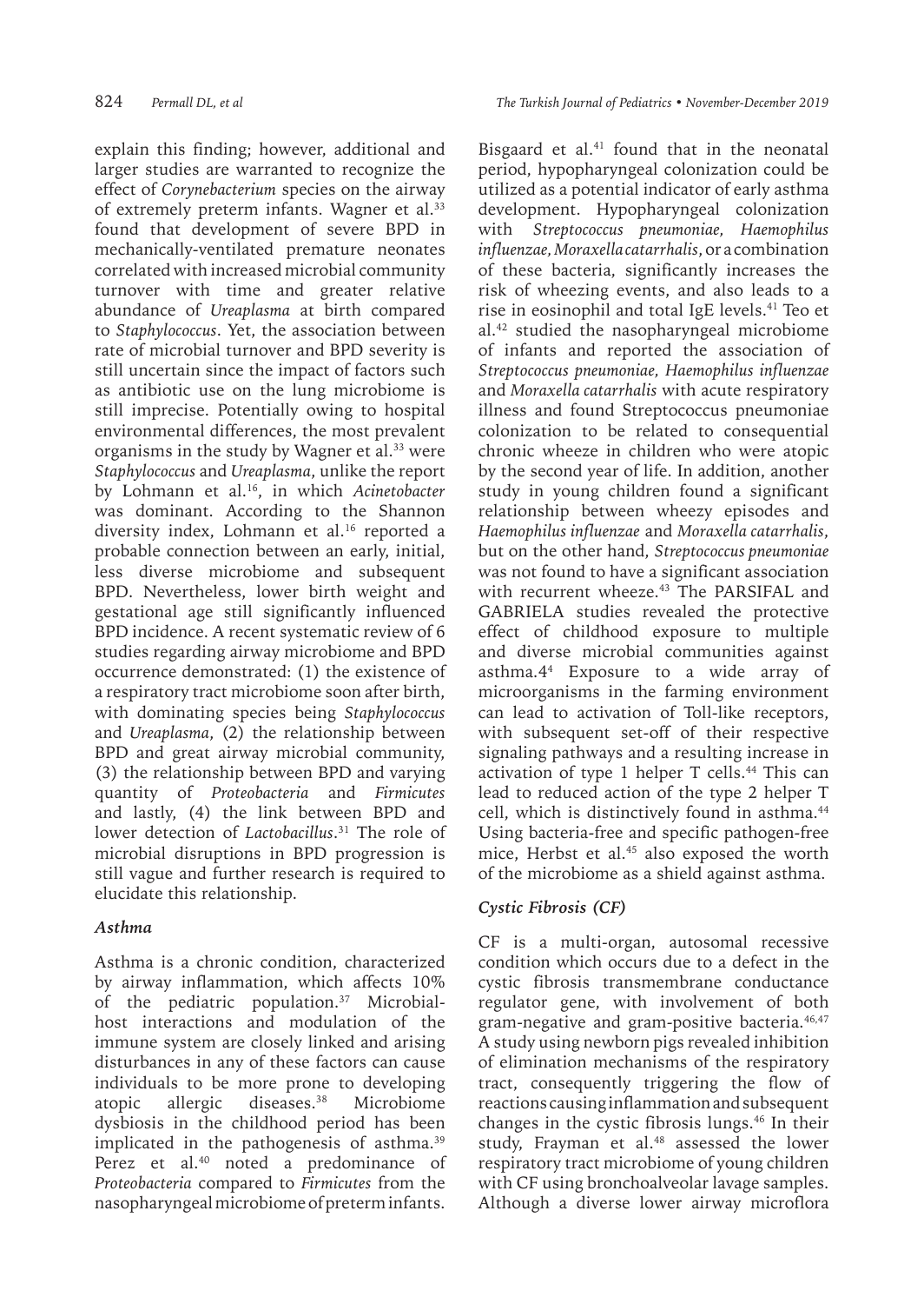explain this finding; however, additional and larger studies are warranted to recognize the effect of *Corynebacterium* species on the airway of extremely preterm infants. Wagner et al.[33] found that development of severe BPD in mechanically-ventilated premature neonates correlated with increased microbial community turnover with time and greater relative abundance of *Ureaplasma* at birth compared to *Staphylococcus*. Yet, the association between rate of microbial turnover and BPD severity is still uncertain since the impact of factors such as antibiotic use on the lung microbiome is still imprecise. Potentially owing to hospital environmental differences, the most prevalent organisms in the study by Wagner et al.[33] were *Staphylococcus* and *Ureaplasma*, unlike the report by Lohmann et al.[16], in which *Acinetobacter* was dominant. According to the Shannon diversity index, Lohmann et al.[16] reported a probable connection between an early, initial, less diverse microbiome and subsequent BPD. Nevertheless, lower birth weight and gestational age still significantly influenced BPD incidence. A recent systematic review of 6 studies regarding airway microbiome and BPD occurrence demonstrated: (1) the existence of a respiratory tract microbiome soon after birth, with dominating species being *Staphylococcus* and *Ureaplasma*, (2) the relationship between BPD and great airway microbial community, (3) the relationship between BPD and varying quantity of *Proteobacteria* and *Firmicutes* and lastly, (4) the link between BPD and lower detection of *Lactobacillus*.[31] The role of microbial disruptions in BPD progression is still vague and further research is required to elucidate this relationship.

### *Asthma*

Asthma is a chronic condition, characterized by airway inflammation, which affects 10% of the pediatric population.[37] Microbial-host interactions and modulation of the immune system are closely linked and arising disturbances in any of these factors can cause individuals to be more prone to developing atopic allergic diseases.[38] Microbiome dysbiosis in the childhood period has been implicated in the pathogenesis of asthma.[39] Perez et al.[40] noted a predominance of *Proteobacteria* compared to *Firmicutes* from the nasopharyngeal microbiome of preterm infants. Bisgaard et al.[41] found that in the neonatal period, hypopharyngeal colonization could be utilized as a potential indicator of early asthma development. Hypopharyngeal colonization with *Streptococcus pneumoniae, Haemophilus influenzae, Moraxella catarrhalis*, or a combination of these bacteria, significantly increases the risk of wheezing events, and also leads to a rise in eosinophil and total IgE levels.[41] Teo et al.[42] studied the nasopharyngeal microbiome of infants and reported the association of *Streptococcus pneumoniae, Haemophilus influenzae* and *Moraxella catarrhalis* with acute respiratory illness and found Streptococcus pneumoniae colonization to be related to consequential chronic wheeze in children who were atopic by the second year of life. In addition, another study in young children found a significant relationship between wheezy episodes and *Haemophilus influenzae* and *Moraxella catarrhalis*, but on the other hand, *Streptococcus pneumoniae* was not found to have a significant association with recurrent wheeze.[43] The PARSIFAL and GABRIELA studies revealed the protective effect of childhood exposure to multiple and diverse microbial communities against asthma.[4] Exposure to a wide array of microorganisms in the farming environment can lead to activation of Toll-like receptors, with subsequent set-off of their respective signaling pathways and a resulting increase in activation of type 1 helper T cells.[44] This can lead to reduced action of the type 2 helper T cell, which is distinctively found in asthma.[44] Using bacteria-free and specific pathogen-free mice, Herbst et al.[45] also exposed the worth of the microbiome as a shield against asthma.

### *Cystic Fibrosis (CF)*

CF is a multi-organ, autosomal recessive condition which occurs due to a defect in the cystic fibrosis transmembrane conductance regulator gene, with involvement of both gram-negative and gram-positive bacteria.[46,47] A study using newborn pigs revealed inhibition of elimination mechanisms of the respiratory tract, consequently triggering the flow of reactions causing inflammation and subsequent changes in the cystic fibrosis lungs.[46] In their study, Frayman et al.[48] assessed the lower respiratory tract microbiome of young children with CF using bronchoalveolar lavage samples. Although a diverse lower airway microflora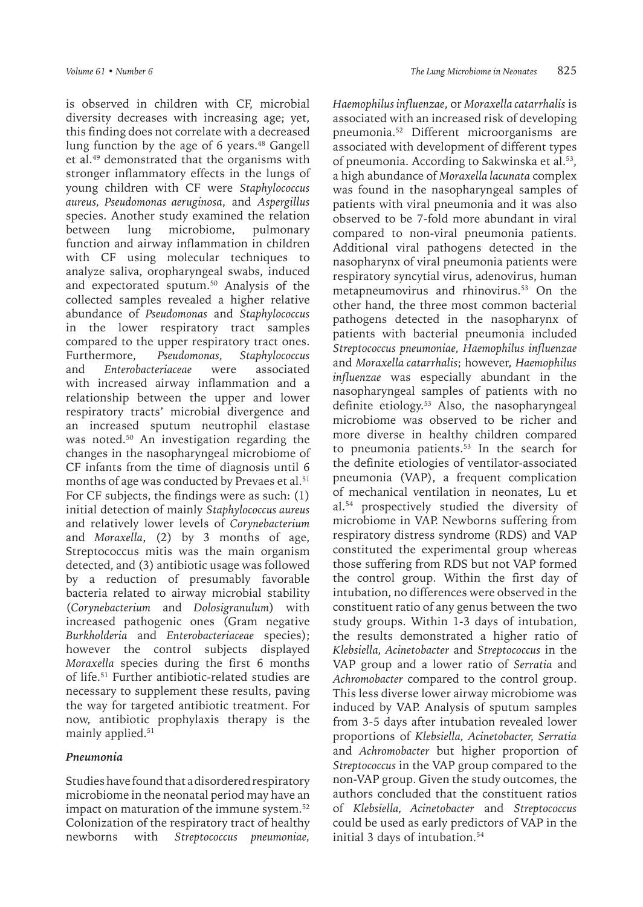is observed in children with CF, microbial diversity decreases with increasing age; yet, this finding does not correlate with a decreased lung function by the age of 6 years.[48] Gangell et al.[49] demonstrated that the organisms with stronger inflammatory effects in the lungs of young children with CF were *Staphylococcus aureus, Pseudomonas aeruginosa*, and *Aspergillus* species. Another study examined the relation between lung microbiome, pulmonary function and airway inflammation in children with CF using molecular techniques to analyze saliva, oropharyngeal swabs, induced and expectorated sputum.[50] Analysis of the collected samples revealed a higher relative abundance of *Pseudomonas* and *Staphylococcus* in the lower respiratory tract samples compared to the upper respiratory tract ones. Furthermore, *Pseudomonas, Staphylococcus* and *Enterobacteriaceae* were associated with increased airway inflammation and a relationship between the upper and lower respiratory tracts' microbial divergence and an increased sputum neutrophil elastase was noted.[50] An investigation regarding the changes in the nasopharyngeal microbiome of CF infants from the time of diagnosis until 6 months of age was conducted by Prevaes et al.[51] For CF subjects, the findings were as such: (1) initial detection of mainly *Staphylococcus aureus* and relatively lower levels of *Corynebacterium* and *Moraxella*, (2) by 3 months of age, Streptococcus mitis was the main organism detected, and (3) antibiotic usage was followed by a reduction of presumably favorable bacteria related to airway microbial stability (*Corynebacterium* and *Dolosigranulum*) with increased pathogenic ones (Gram negative *Burkholderia* and *Enterobacteriaceae* species); however the control subjects displayed *Moraxella* species during the first 6 months of life.[51] Further antibiotic-related studies are necessary to supplement these results, paving the way for targeted antibiotic treatment. For now, antibiotic prophylaxis therapy is the mainly applied.[51]

### *Pneumonia*

Studies have found that a disordered respiratory microbiome in the neonatal period may have an impact on maturation of the immune system.[52] Colonization of the respiratory tract of healthy newborns with *Streptococcus pneumoniae, Haemophilus influenzae*, or *Moraxella catarrhalis* is associated with an increased risk of developing pneumonia.[52] Different microorganisms are associated with development of different types of pneumonia. According to Sakwinska et al.[53], a high abundance of *Moraxella lacunata* complex was found in the nasopharyngeal samples of patients with viral pneumonia and it was also observed to be 7-fold more abundant in viral compared to non-viral pneumonia patients. Additional viral pathogens detected in the nasopharynx of viral pneumonia patients were respiratory syncytial virus, adenovirus, human metapneumovirus and rhinovirus.[53] On the other hand, the three most common bacterial pathogens detected in the nasopharynx of patients with bacterial pneumonia included *Streptococcus pneumoniae, Haemophilus influenzae* and *Moraxella catarrhalis*; however, *Haemophilus influenzae* was especially abundant in the nasopharyngeal samples of patients with no definite etiology.[53] Also, the nasopharyngeal microbiome was observed to be richer and more diverse in healthy children compared to pneumonia patients.[53] In the search for the definite etiologies of ventilator-associated pneumonia (VAP), a frequent complication of mechanical ventilation in neonates, Lu et al.[54] prospectively studied the diversity of microbiome in VAP. Newborns suffering from respiratory distress syndrome (RDS) and VAP constituted the experimental group whereas those suffering from RDS but not VAP formed the control group. Within the first day of intubation, no differences were observed in the constituent ratio of any genus between the two study groups. Within 1-3 days of intubation, the results demonstrated a higher ratio of *Klebsiella, Acinetobacter* and *Streptococcus* in the VAP group and a lower ratio of *Serratia* and *Achromobacter* compared to the control group. This less diverse lower airway microbiome was induced by VAP. Analysis of sputum samples from 3-5 days after intubation revealed lower proportions of *Klebsiella, Acinetobacter, Serratia* and *Achromobacter* but higher proportion of *Streptococcus* in the VAP group compared to the non-VAP group. Given the study outcomes, the authors concluded that the constituent ratios of *Klebsiella, Acinetobacter* and *Streptococcus* could be used as early predictors of VAP in the initial 3 days of intubation.[54]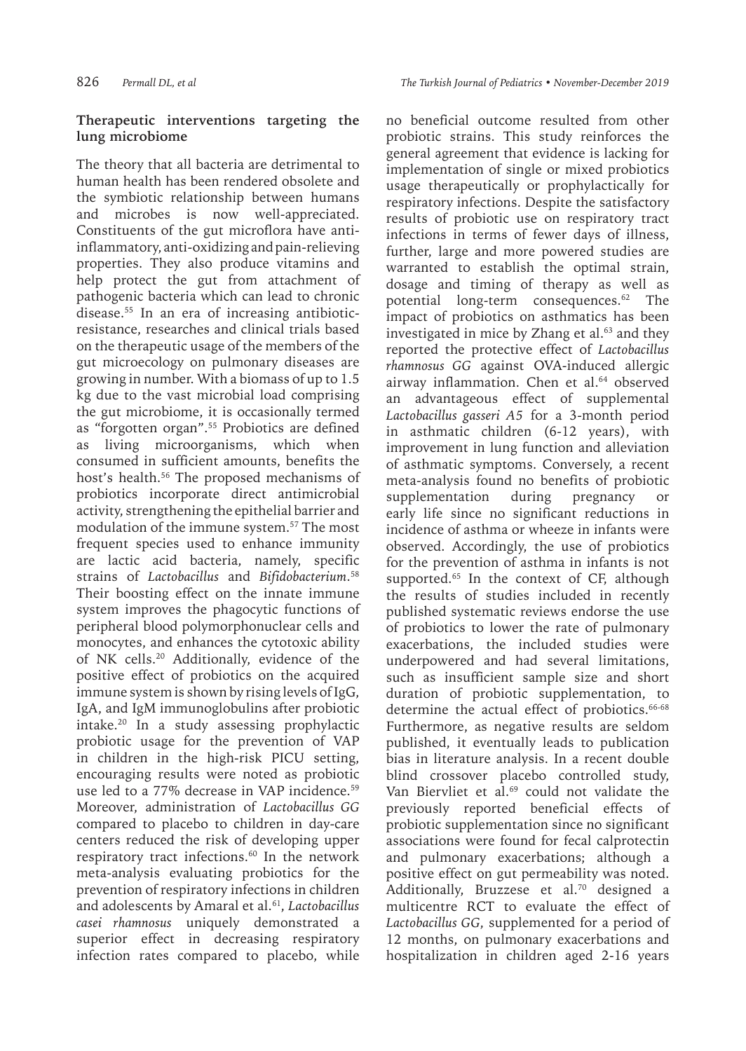**Therapeutic interventions targeting the lung microbiome**

The theory that all bacteria are detrimental to human health has been rendered obsolete and the symbiotic relationship between humans and microbes is now well-appreciated. Constituents of the gut microflora have anti-inflammatory, anti-oxidizing and pain-relieving properties. They also produce vitamins and help protect the gut from attachment of pathogenic bacteria which can lead to chronic disease.[55] In an era of increasing antibiotic-resistance, researches and clinical trials based on the therapeutic usage of the members of the gut microecology on pulmonary diseases are growing in number. With a biomass of up to 1.5 kg due to the vast microbial load comprising the gut microbiome, it is occasionally termed as "forgotten organ".[55] Probiotics are defined as living microorganisms, which when consumed in sufficient amounts, benefits the host's health.[56] The proposed mechanisms of probiotics incorporate direct antimicrobial activity, strengthening the epithelial barrier and modulation of the immune system.[57] The most frequent species used to enhance immunity are lactic acid bacteria, namely, specific strains of *Lactobacillus* and *Bifidobacterium*.[58] Their boosting effect on the innate immune system improves the phagocytic functions of peripheral blood polymorphonuclear cells and monocytes, and enhances the cytotoxic ability of NK cells.[20] Additionally, evidence of the positive effect of probiotics on the acquired immune system is shown by rising levels of IgG, IgA, and IgM immunoglobulins after probiotic intake.[20] In a study assessing prophylactic probiotic usage for the prevention of VAP in children in the high-risk PICU setting, encouraging results were noted as probiotic use led to a 77% decrease in VAP incidence.[59] Moreover, administration of *Lactobacillus GG* compared to placebo to children in day-care centers reduced the risk of developing upper respiratory tract infections.[60] In the network meta-analysis evaluating probiotics for the prevention of respiratory infections in children and adolescents by Amaral et al.[61], *Lactobacillus casei rhamnosus* uniquely demonstrated a superior effect in decreasing respiratory infection rates compared to placebo, while no beneficial outcome resulted from other probiotic strains. This study reinforces the general agreement that evidence is lacking for implementation of single or mixed probiotics usage therapeutically or prophylactically for respiratory infections. Despite the satisfactory results of probiotic use on respiratory tract infections in terms of fewer days of illness, further, large and more powered studies are warranted to establish the optimal strain, dosage and timing of therapy as well as potential long-term consequences.[62] The impact of probiotics on asthmatics has been investigated in mice by Zhang et al.[63] and they reported the protective effect of *Lactobacillus rhamnosus GG* against OVA-induced allergic airway inflammation. Chen et al.[64] observed an advantageous effect of supplemental *Lactobacillus gasseri A5* for a 3-month period in asthmatic children (6-12 years), with improvement in lung function and alleviation of asthmatic symptoms. Conversely, a recent meta-analysis found no benefits of probiotic supplementation during pregnancy or early life since no significant reductions in incidence of asthma or wheeze in infants were observed. Accordingly, the use of probiotics for the prevention of asthma in infants is not supported.[65] In the context of CF, although the results of studies included in recently published systematic reviews endorse the use of probiotics to lower the rate of pulmonary exacerbations, the included studies were underpowered and had several limitations, such as insufficient sample size and short duration of probiotic supplementation, to determine the actual effect of probiotics.[66-68] Furthermore, as negative results are seldom published, it eventually leads to publication bias in literature analysis. In a recent double blind crossover placebo controlled study, Van Biervliet et al.[69] could not validate the previously reported beneficial effects of probiotic supplementation since no significant associations were found for fecal calprotectin and pulmonary exacerbations; although a positive effect on gut permeability was noted. Additionally, Bruzzese et al.[70] designed a multicentre RCT to evaluate the effect of *Lactobacillus GG*, supplemented for a period of 12 months, on pulmonary exacerbations and hospitalization in children aged 2-16 years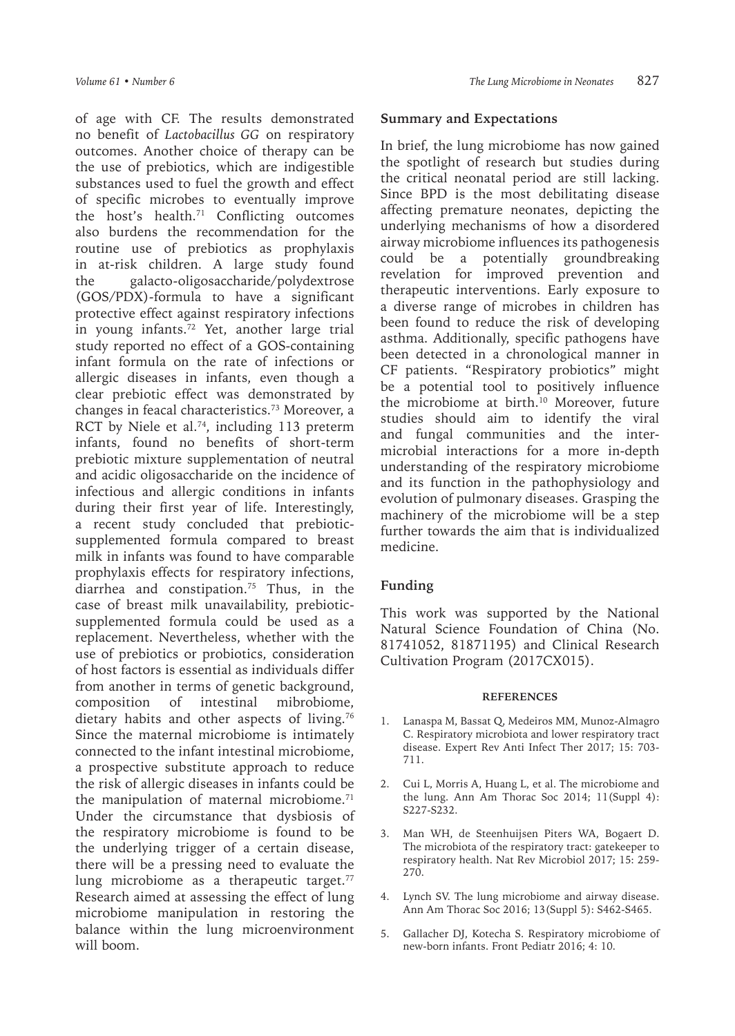of age with CF. The results demonstrated no benefit of *Lactobacillus GG* on respiratory outcomes. Another choice of therapy can be the use of prebiotics, which are indigestible substances used to fuel the growth and effect of specific microbes to eventually improve the host's health.[71] Conflicting outcomes also burdens the recommendation for the routine use of prebiotics as prophylaxis in at-risk children. A large study found the galacto-oligosaccharide/polydextrose (GOS/PDX)-formula to have a significant protective effect against respiratory infections in young infants.[72] Yet, another large trial study reported no effect of a GOS-containing infant formula on the rate of infections or allergic diseases in infants, even though a clear prebiotic effect was demonstrated by changes in feacal characteristics.[73] Moreover, a RCT by Niele et al.[74], including 113 preterm infants, found no benefits of short-term prebiotic mixture supplementation of neutral and acidic oligosaccharide on the incidence of infectious and allergic conditions in infants during their first year of life. Interestingly, a recent study concluded that prebiotic-supplemented formula compared to breast milk in infants was found to have comparable prophylaxis effects for respiratory infections, diarrhea and constipation.[75] Thus, in the case of breast milk unavailability, prebiotic-supplemented formula could be used as a replacement. Nevertheless, whether with the use of prebiotics or probiotics, consideration of host factors is essential as individuals differ from another in terms of genetic background, composition of intestinal mibrobiome, dietary habits and other aspects of living.[76] Since the maternal microbiome is intimately connected to the infant intestinal microbiome, a prospective substitute approach to reduce the risk of allergic diseases in infants could be the manipulation of maternal microbiome.[71] Under the circumstance that dysbiosis of the respiratory microbiome is found to be the underlying trigger of a certain disease, there will be a pressing need to evaluate the lung microbiome as a therapeutic target.[77] Research aimed at assessing the effect of lung microbiome manipulation in restoring the balance within the lung microenvironment will boom.

## Summary and Expectations

In brief, the lung microbiome has now gained the spotlight of research but studies during the critical neonatal period are still lacking. Since BPD is the most debilitating disease affecting premature neonates, depicting the underlying mechanisms of how a disordered airway microbiome influences its pathogenesis could be a potentially groundbreaking revelation for improved prevention and therapeutic interventions. Early exposure to a diverse range of microbes in children has been found to reduce the risk of developing asthma. Additionally, specific pathogens have been detected in a chronological manner in CF patients. "Respiratory probiotics" might be a potential tool to positively influence the microbiome at birth.[10] Moreover, future studies should aim to identify the viral and fungal communities and the inter-microbial interactions for a more in-depth understanding of the respiratory microbiome and its function in the pathophysiology and evolution of pulmonary diseases. Grasping the machinery of the microbiome will be a step further towards the aim that is individualized medicine.

## Funding

This work was supported by the National Natural Science Foundation of China (No. 81741052, 81871195) and Clinical Research Cultivation Program (2017CX015).

## REFERENCES

1. Lanaspa M, Bassat Q, Medeiros MM, Munoz-Almagro C. Respiratory microbiota and lower respiratory tract disease. Expert Rev Anti Infect Ther 2017; 15: 703-711.
2. Cui L, Morris A, Huang L, et al. The microbiome and the lung. Ann Am Thorac Soc 2014; 11(Suppl 4): S227-S232.
3. Man WH, de Steenhuijsen Piters WA, Bogaert D. The microbiota of the respiratory tract: gatekeeper to respiratory health. Nat Rev Microbiol 2017; 15: 259-270.
4. Lynch SV. The lung microbiome and airway disease. Ann Am Thorac Soc 2016; 13(Suppl 5): S462-S465.
5. Gallacher DJ, Kotecha S. Respiratory microbiome of new-born infants. Front Pediatr 2016; 4: 10.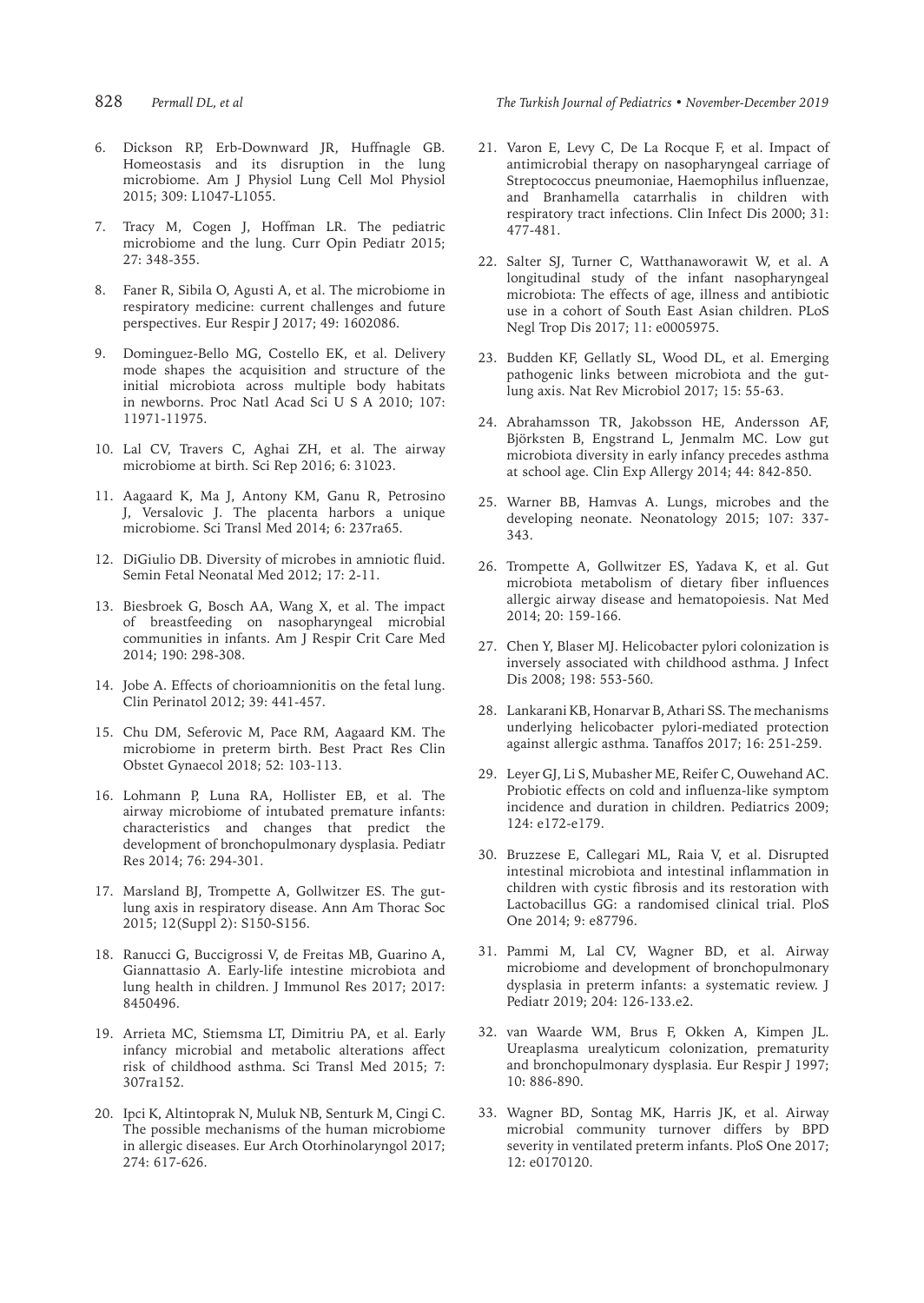6. Dickson RP, Erb-Downward JR, Huffnagle GB. Homeostasis and its disruption in the lung microbiome. Am J Physiol Lung Cell Mol Physiol 2015; 309: L1047-L1055.
7. Tracy M, Cogen J, Hoffman LR. The pediatric microbiome and the lung. Curr Opin Pediatr 2015; 27: 348-355.
8. Faner R, Sibila O, Agusti A, et al. The microbiome in respiratory medicine: current challenges and future perspectives. Eur Respir J 2017; 49: 1602086.
9. Dominguez-Bello MG, Costello EK, et al. Delivery mode shapes the acquisition and structure of the initial microbiota across multiple body habitats in newborns. Proc Natl Acad Sci U S A 2010; 107: 11971-11975.
10. Lal CV, Travers C, Aghai ZH, et al. The airway microbiome at birth. Sci Rep 2016; 6: 31023.
11. Aagaard K, Ma J, Antony KM, Ganu R, Petrosino J, Versalovic J. The placenta harbors a unique microbiome. Sci Transl Med 2014; 6: 237ra65.
12. DiGiulio DB. Diversity of microbes in amniotic fluid. Semin Fetal Neonatal Med 2012; 17: 2-11.
13. Biesbroek G, Bosch AA, Wang X, et al. The impact of breastfeeding on nasopharyngeal microbial communities in infants. Am J Respir Crit Care Med 2014; 190: 298-308.
14. Jobe A. Effects of chorioamnionitis on the fetal lung. Clin Perinatol 2012; 39: 441-457.
15. Chu DM, Seferovic M, Pace RM, Aagaard KM. The microbiome in preterm birth. Best Pract Res Clin Obstet Gynaecol 2018; 52: 103-113.
16. Lohmann P, Luna RA, Hollister EB, et al. The airway microbiome of intubated premature infants: characteristics and changes that predict the development of bronchopulmonary dysplasia. Pediatr Res 2014; 76: 294-301.
17. Marsland BJ, Trompette A, Gollwitzer ES. The gut-lung axis in respiratory disease. Ann Am Thorac Soc 2015; 12(Suppl 2): S150-S156.
18. Ranucci G, Buccigrossi V, de Freitas MB, Guarino A, Giannattasio A. Early-life intestine microbiota and lung health in children. J Immunol Res 2017; 2017: 8450496.
19. Arrieta MC, Stiemsma LT, Dimitriu PA, et al. Early infancy microbial and metabolic alterations affect risk of childhood asthma. Sci Transl Med 2015; 7: 307ra152.
20. Ipci K, Altintoprak N, Muluk NB, Senturk M, Cingi C. The possible mechanisms of the human microbiome in allergic diseases. Eur Arch Otorhinolaryngol 2017; 274: 617-626.
21. Varon E, Levy C, De La Rocque F, et al. Impact of antimicrobial therapy on nasopharyngeal carriage of Streptococcus pneumoniae, Haemophilus influenzae, and Branhamella catarrhalis in children with respiratory tract infections. Clin Infect Dis 2000; 31: 477-481.
22. Salter SJ, Turner C, Watthanaworawit W, et al. A longitudinal study of the infant nasopharyngeal microbiota: The effects of age, illness and antibiotic use in a cohort of South East Asian children. PLoS Negl Trop Dis 2017; 11: e0005975.
23. Budden KF, Gellatly SL, Wood DL, et al. Emerging pathogenic links between microbiota and the gut-lung axis. Nat Rev Microbiol 2017; 15: 55-63.
24. Abrahamsson TR, Jakobsson HE, Andersson AF, Björksten B, Engstrand L, Jenmalm MC. Low gut microbiota diversity in early infancy precedes asthma at school age. Clin Exp Allergy 2014; 44: 842-850.
25. Warner BB, Hamvas A. Lungs, microbes and the developing neonate. Neonatology 2015; 107: 337-343.
26. Trompette A, Gollwitzer ES, Yadava K, et al. Gut microbiota metabolism of dietary fiber influences allergic airway disease and hematopoiesis. Nat Med 2014; 20: 159-166.
27. Chen Y, Blaser MJ. Helicobacter pylori colonization is inversely associated with childhood asthma. J Infect Dis 2008; 198: 553-560.
28. Lankarani KB, Honarvar B, Athari SS. The mechanisms underlying helicobacter pylori-mediated protection against allergic asthma. Tanaffos 2017; 16: 251-259.
29. Leyer GJ, Li S, Mubasher ME, Reifer C, Ouwehand AC. Probiotic effects on cold and influenza-like symptom incidence and duration in children. Pediatrics 2009; 124: e172-e179.
30. Bruzzese E, Callegari ML, Raia V, et al. Disrupted intestinal microbiota and intestinal inflammation in children with cystic fibrosis and its restoration with Lactobacillus GG: a randomised clinical trial. PloS One 2014; 9: e87796.
31. Pammi M, Lal CV, Wagner BD, et al. Airway microbiome and development of bronchopulmonary dysplasia in preterm infants: a systematic review. J Pediatr 2019; 204: 126-133.e2.
32. van Waarde WM, Brus F, Okken A, Kimpen JL. Ureaplasma urealyticum colonization, prematurity and bronchopulmonary dysplasia. Eur Respir J 1997; 10: 886-890.
33. Wagner BD, Sontag MK, Harris JK, et al. Airway microbial community turnover differs by BPD severity in ventilated preterm infants. PloS One 2017; 12: e0170120.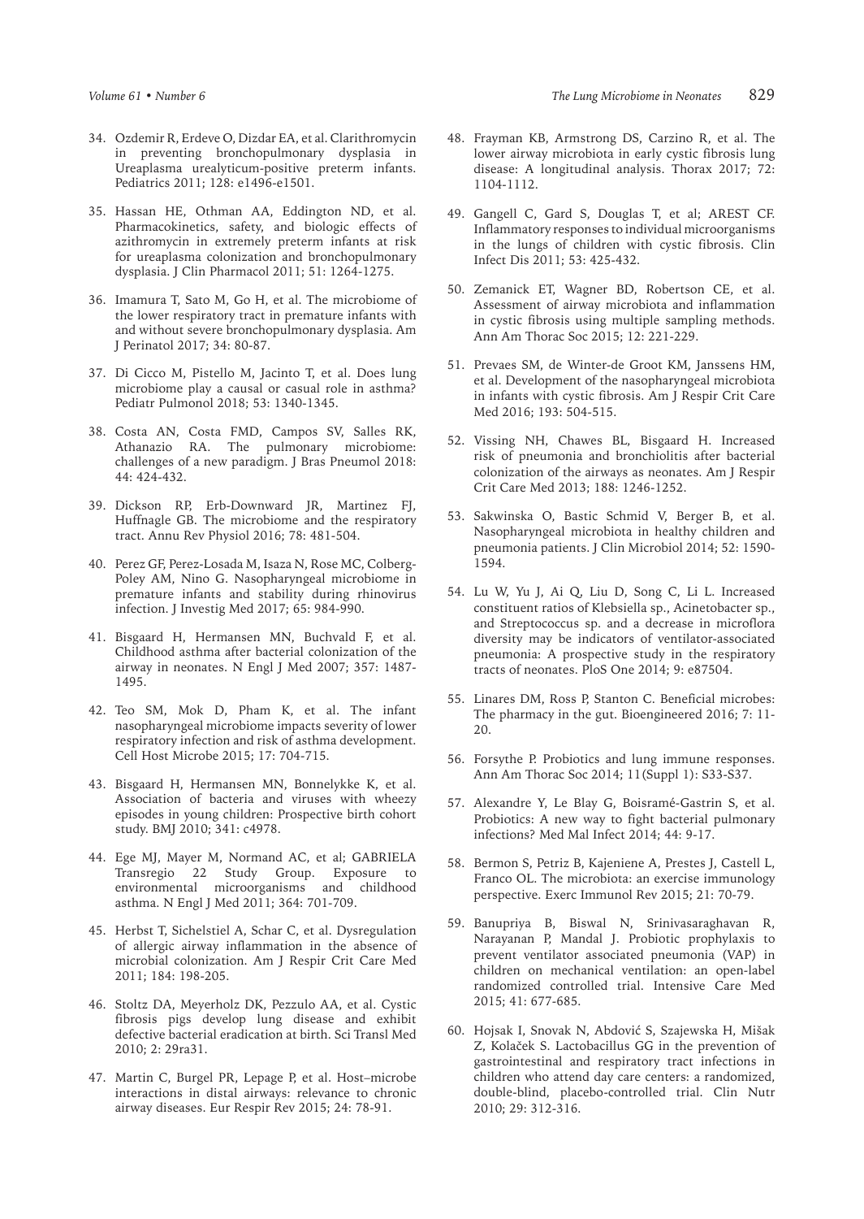34. Ozdemir R, Erdeve O, Dizdar EA, et al. Clarithromycin in preventing bronchopulmonary dysplasia in Ureaplasma urealyticum-positive preterm infants. Pediatrics 2011; 128: e1496-e1501.

35. Hassan HE, Othman AA, Eddington ND, et al. Pharmacokinetics, safety, and biologic effects of azithromycin in extremely preterm infants at risk for ureaplasma colonization and bronchopulmonary dysplasia. J Clin Pharmacol 2011; 51: 1264-1275.

36. Imamura T, Sato M, Go H, et al. The microbiome of the lower respiratory tract in premature infants with and without severe bronchopulmonary dysplasia. Am J Perinatol 2017; 34: 80-87.

37. Di Cicco M, Pistello M, Jacinto T, et al. Does lung microbiome play a causal or casual role in asthma? Pediatr Pulmonol 2018; 53: 1340-1345.

38. Costa AN, Costa FMD, Campos SV, Salles RK, Athanazio RA. The pulmonary microbiome: challenges of a new paradigm. J Bras Pneumol 2018: 44: 424-432.

39. Dickson RP, Erb-Downward JR, Martinez FJ, Huffnagle GB. The microbiome and the respiratory tract. Annu Rev Physiol 2016; 78: 481-504.

40. Perez GF, Perez-Losada M, Isaza N, Rose MC, Colberg-Poley AM, Nino G. Nasopharyngeal microbiome in premature infants and stability during rhinovirus infection. J Investig Med 2017; 65: 984-990.

41. Bisgaard H, Hermansen MN, Buchvald F, et al. Childhood asthma after bacterial colonization of the airway in neonates. N Engl J Med 2007; 357: 1487-1495.

42. Teo SM, Mok D, Pham K, et al. The infant nasopharyngeal microbiome impacts severity of lower respiratory infection and risk of asthma development. Cell Host Microbe 2015; 17: 704-715.

43. Bisgaard H, Hermansen MN, Bonnelykke K, et al. Association of bacteria and viruses with wheezy episodes in young children: Prospective birth cohort study. BMJ 2010; 341: c4978.

44. Ege MJ, Mayer M, Normand AC, et al; GABRIELA Transregio 22 Study Group. Exposure to environmental microorganisms and childhood asthma. N Engl J Med 2011; 364: 701-709.

45. Herbst T, Sichelstiel A, Schar C, et al. Dysregulation of allergic airway inflammation in the absence of microbial colonization. Am J Respir Crit Care Med 2011; 184: 198-205.

46. Stoltz DA, Meyerholz DK, Pezzulo AA, et al. Cystic fibrosis pigs develop lung disease and exhibit defective bacterial eradication at birth. Sci Transl Med 2010; 2: 29ra31.

47. Martin C, Burgel PR, Lepage P, et al. Host–microbe interactions in distal airways: relevance to chronic airway diseases. Eur Respir Rev 2015; 24: 78-91.

48. Frayman KB, Armstrong DS, Carzino R, et al. The lower airway microbiota in early cystic fibrosis lung disease: A longitudinal analysis. Thorax 2017; 72: 1104-1112.

49. Gangell C, Gard S, Douglas T, et al; AREST CF. Inflammatory responses to individual microorganisms in the lungs of children with cystic fibrosis. Clin Infect Dis 2011; 53: 425-432.

50. Zemanick ET, Wagner BD, Robertson CE, et al. Assessment of airway microbiota and inflammation in cystic fibrosis using multiple sampling methods. Ann Am Thorac Soc 2015; 12: 221-229.

51. Prevaes SM, de Winter-de Groot KM, Janssens HM, et al. Development of the nasopharyngeal microbiota in infants with cystic fibrosis. Am J Respir Crit Care Med 2016; 193: 504-515.

52. Vissing NH, Chawes BL, Bisgaard H. Increased risk of pneumonia and bronchiolitis after bacterial colonization of the airways as neonates. Am J Respir Crit Care Med 2013; 188: 1246-1252.

53. Sakwinska O, Bastic Schmid V, Berger B, et al. Nasopharyngeal microbiota in healthy children and pneumonia patients. J Clin Microbiol 2014; 52: 1590-1594.

54. Lu W, Yu J, Ai Q, Liu D, Song C, Li L. Increased constituent ratios of Klebsiella sp., Acinetobacter sp., and Streptococcus sp. and a decrease in microflora diversity may be indicators of ventilator-associated pneumonia: A prospective study in the respiratory tracts of neonates. PloS One 2014; 9: e87504.

55. Linares DM, Ross P, Stanton C. Beneficial microbes: The pharmacy in the gut. Bioengineered 2016; 7: 11-20.

56. Forsythe P. Probiotics and lung immune responses. Ann Am Thorac Soc 2014; 11(Suppl 1): S33-S37.

57. Alexandre Y, Le Blay G, Boisramé-Gastrin S, et al. Probiotics: A new way to fight bacterial pulmonary infections? Med Mal Infect 2014; 44: 9-17.

58. Bermon S, Petriz B, Kajeniene A, Prestes J, Castell L, Franco OL. The microbiota: an exercise immunology perspective. Exerc Immunol Rev 2015; 21: 70-79.

59. Banupriya B, Biswal N, Srinivasaraghavan R, Narayanan P, Mandal J. Probiotic prophylaxis to prevent ventilator associated pneumonia (VAP) in children on mechanical ventilation: an open-label randomized controlled trial. Intensive Care Med 2015; 41: 677-685.

60. Hojsak I, Snovak N, Abdović S, Szajewska H, Mišak Z, Kolaček S. Lactobacillus GG in the prevention of gastrointestinal and respiratory tract infections in children who attend day care centers: a randomized, double-blind, placebo-controlled trial. Clin Nutr 2010; 29: 312-316.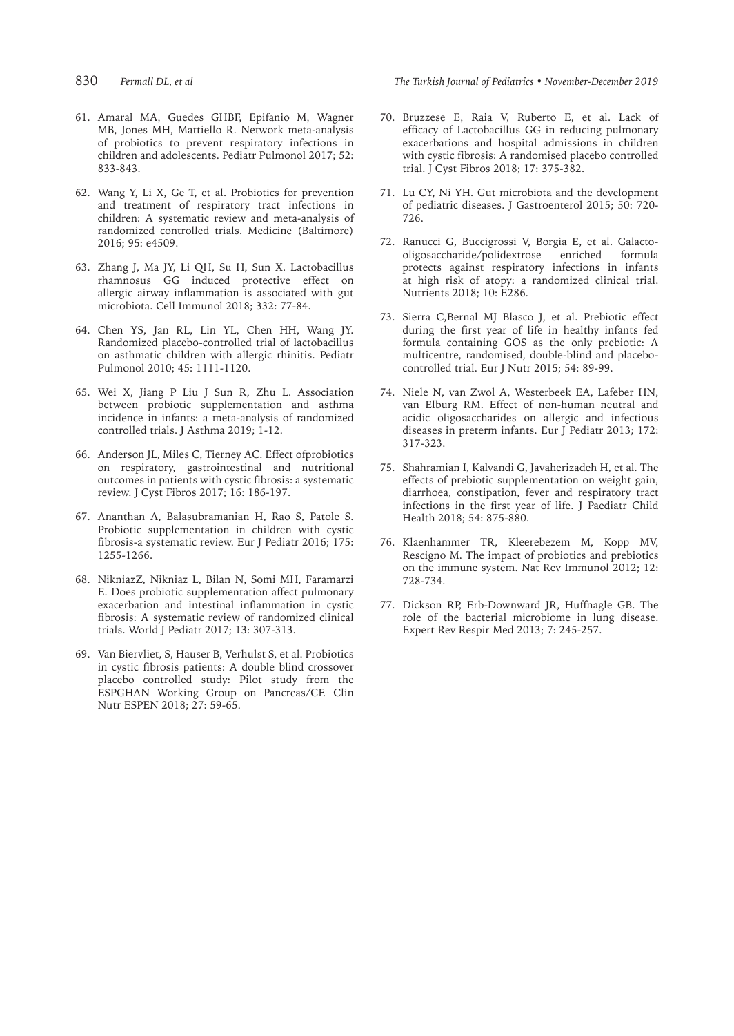61. Amaral MA, Guedes GHBF, Epifanio M, Wagner MB, Jones MH, Mattiello R. Network meta-analysis of probiotics to prevent respiratory infections in children and adolescents. Pediatr Pulmonol 2017; 52: 833-843.

62. Wang Y, Li X, Ge T, et al. Probiotics for prevention and treatment of respiratory tract infections in children: A systematic review and meta-analysis of randomized controlled trials. Medicine (Baltimore) 2016; 95: e4509.

63. Zhang J, Ma JY, Li QH, Su H, Sun X. Lactobacillus rhamnosus GG induced protective effect on allergic airway inflammation is associated with gut microbiota. Cell Immunol 2018; 332: 77-84.

64. Chen YS, Jan RL, Lin YL, Chen HH, Wang JY. Randomized placebo-controlled trial of lactobacillus on asthmatic children with allergic rhinitis. Pediatr Pulmonol 2010; 45: 1111-1120.

65. Wei X, Jiang P Liu J Sun R, Zhu L. Association between probiotic supplementation and asthma incidence in infants: a meta-analysis of randomized controlled trials. J Asthma 2019; 1-12.

66. Anderson JL, Miles C, Tierney AC. Effect ofprobiotics on respiratory, gastrointestinal and nutritional outcomes in patients with cystic fibrosis: a systematic review. J Cyst Fibros 2017; 16: 186-197.

67. Ananthan A, Balasubramanian H, Rao S, Patole S. Probiotic supplementation in children with cystic fibrosis-a systematic review. Eur J Pediatr 2016; 175: 1255-1266.

68. NikniazZ, Nikniaz L, Bilan N, Somi MH, Faramarzi E. Does probiotic supplementation affect pulmonary exacerbation and intestinal inflammation in cystic fibrosis: A systematic review of randomized clinical trials. World J Pediatr 2017; 13: 307-313.

69. Van Biervliet, S, Hauser B, Verhulst S, et al. Probiotics in cystic fibrosis patients: A double blind crossover placebo controlled study: Pilot study from the ESPGHAN Working Group on Pancreas/CF. Clin Nutr ESPEN 2018; 27: 59-65.

70. Bruzzese E, Raia V, Ruberto E, et al. Lack of efficacy of Lactobacillus GG in reducing pulmonary exacerbations and hospital admissions in children with cystic fibrosis: A randomised placebo controlled trial. J Cyst Fibros 2018; 17: 375-382.

71. Lu CY, Ni YH. Gut microbiota and the development of pediatric diseases. J Gastroenterol 2015; 50: 720-726.

72. Ranucci G, Buccigrossi V, Borgia E, et al. Galacto-oligosaccharide/polidextrose enriched formula protects against respiratory infections in infants at high risk of atopy: a randomized clinical trial. Nutrients 2018; 10: E286.

73. Sierra C,Bernal MJ Blasco J, et al. Prebiotic effect during the first year of life in healthy infants fed formula containing GOS as the only prebiotic: A multicentre, randomised, double-blind and placebo-controlled trial. Eur J Nutr 2015; 54: 89-99.

74. Niele N, van Zwol A, Westerbeek EA, Lafeber HN, van Elburg RM. Effect of non-human neutral and acidic oligosaccharides on allergic and infectious diseases in preterm infants. Eur J Pediatr 2013; 172: 317-323.

75. Shahramian I, Kalvandi G, Javaherizadeh H, et al. The effects of prebiotic supplementation on weight gain, diarrhoea, constipation, fever and respiratory tract infections in the first year of life. J Paediatr Child Health 2018; 54: 875-880.

76. Klaenhammer TR, Kleerebezem M, Kopp MV, Rescigno M. The impact of probiotics and prebiotics on the immune system. Nat Rev Immunol 2012; 12: 728-734.

77. Dickson RP, Erb-Downward JR, Huffnagle GB. The role of the bacterial microbiome in lung disease. Expert Rev Respir Med 2013; 7: 245-257.